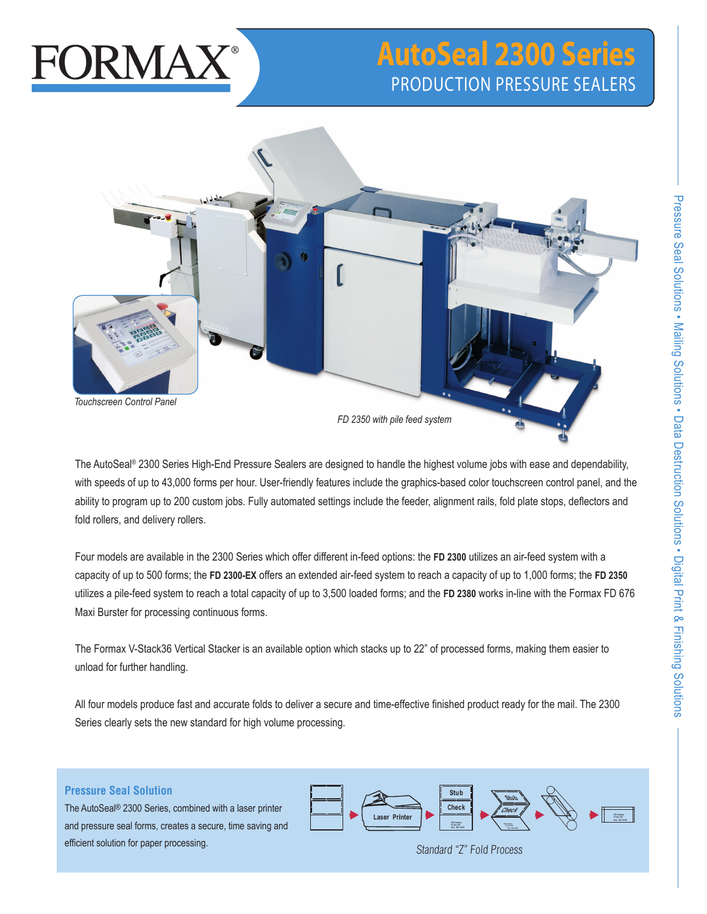FORMAX®

# AutoSeal 2300 Series

## PRODUCTION PRESSURE SEALERS

Touchscreen Control Panel

FD 2350 with pile feed system

The AutoSeal® 2300 Series High-End Pressure Sealers are designed to handle the highest volume jobs with ease and dependability, with speeds of up to 43,000 forms per hour. User-friendly features include the graphics-based color touchscreen control panel, and the ability to program up to 200 custom jobs. Fully automated settings include the feeder, alignment rails, fold plate stops, deflectors and fold rollers, and delivery rollers.

Four models are available in the 2300 Series which offer different in-feed options: the **FD 2300** utilizes an air-feed system with a capacity of up to 500 forms; the **FD 2300-EX** offers an extended air-feed system to reach a capacity of up to 1,000 forms; the **FD 2350** utilizes a pile-feed system to reach a total capacity of up to 3,500 loaded forms; and the **FD 2380** works in-line with the Formax FD 676 Maxi Burster for processing continuous forms.

The Formax V-Stack36 Vertical Stacker is an available option which stacks up to 22" of processed forms, making them easier to unload for further handling.

All four models produce fast and accurate folds to deliver a secure and time-effective finished product ready for the mail. The 2300 Series clearly sets the new standard for high volume processing.

### Pressure Seal Solution

The AutoSeal® 2300 Series, combined with a laser printer and pressure seal forms, creates a secure, time saving and efficient solution for paper processing.

Laser Printer → Stub / Check → Stub / Check

Standard "Z" Fold Process

Pressure Seal Solutions • Mailing Solutions • Data Destruction Solutions • Digital Print & Finishing Solutions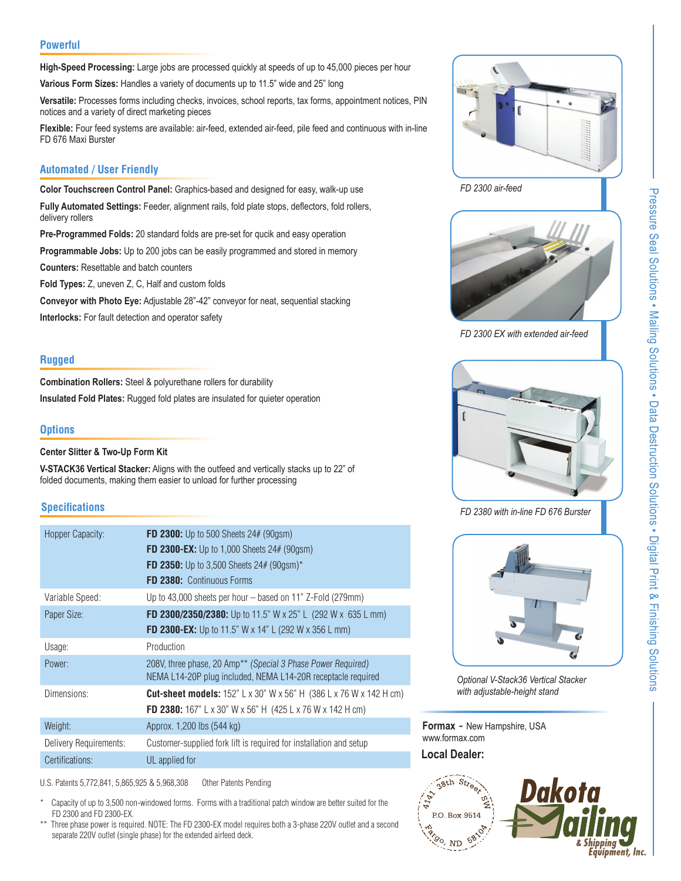## Powerful

**High-Speed Processing:** Large jobs are processed quickly at speeds of up to 45,000 pieces per hour

**Various Form Sizes:** Handles a variety of documents up to 11.5" wide and 25" long

**Versatile:** Processes forms including checks, invoices, school reports, tax forms, appointment notices, PIN notices and a variety of direct marketing pieces

**Flexible:** Four feed systems are available: air-feed, extended air-feed, pile feed and continuous with in-line FD 676 Maxi Burster

## Automated / User Friendly

**Color Touchscreen Control Panel:** Graphics-based and designed for easy, walk-up use

**Fully Automated Settings:** Feeder, alignment rails, fold plate stops, deflectors, fold rollers, delivery rollers

**Pre-Programmed Folds:** 20 standard folds are pre-set for qucik and easy operation

**Programmable Jobs:** Up to 200 jobs can be easily programmed and stored in memory

**Counters:** Resettable and batch counters

**Fold Types:** Z, uneven Z, C, Half and custom folds

**Conveyor with Photo Eye:** Adjustable 28"-42" conveyor for neat, sequential stacking

**Interlocks:** For fault detection and operator safety

## Rugged

**Combination Rollers:** Steel & polyurethane rollers for durability

**Insulated Fold Plates:** Rugged fold plates are insulated for quieter operation

## Options

**Center Slitter & Two-Up Form Kit**

**V-STACK36 Vertical Stacker:** Aligns with the outfeed and vertically stacks up to 22" of folded documents, making them easier to unload for further processing

## Specifications

| | |
|---|---|
| Hopper Capacity: | **FD 2300:** Up to 500 Sheets 24# (90gsm)<br>**FD 2300-EX:** Up to 1,000 Sheets 24# (90gsm)<br>**FD 2350:** Up to 3,500 Sheets 24# (90gsm)*<br>**FD 2380:** Continuous Forms |
| Variable Speed: | Up to 43,000 sheets per hour – based on 11" Z-Fold (279mm) |
| Paper Size: | **FD 2300/2350/2380:** Up to 11.5" W x 25" L (292 W x 635 L mm)<br>**FD 2300-EX:** Up to 11.5" W x 14" L (292 W x 356 L mm) |
| Usage: | Production |
| Power: | 208V, three phase, 20 Amp** *(Special 3 Phase Power Required)*<br>NEMA L14-20P plug included, NEMA L14-20R receptacle required |
| Dimensions: | **Cut-sheet models:** 152" L x 30" W x 56" H (386 L x 76 W x 142 H cm)<br>**FD 2380:** 167" L x 30" W x 56" H (425 L x 76 W x 142 H cm) |
| Weight: | Approx. 1,200 lbs (544 kg) |
| Delivery Requirements: | Customer-supplied fork lift is required for installation and setup |
| Certifications: | UL applied for |

U.S. Patents 5,772,841, 5,865,925 & 5,968,308 Other Patents Pending

\* Capacity of up to 3,500 non-windowed forms. Forms with a traditional patch window are better suited for the FD 2300 and FD 2300-EX.

\*\* Three phase power is required. NOTE: The FD 2300-EX model requires both a 3-phase 220V outlet and a second separate 220V outlet (single phase) for the extended airfeed deck.

*FD 2300 air-feed*

*FD 2300 EX with extended air-feed*

*FD 2380 with in-line FD 676 Burster*

*Optional V-Stack36 Vertical Stacker with adjustable-height stand*

Pressure Seal Solutions • Mailing Solutions • Data Destruction Solutions • Digital Print & Finishing Solutions

**Formax** - New Hampshire, USA
www.formax.com

**Local Dealer:**

4141 38th Street SW
P.O. Box 9514
Fargo, ND 58104

Dakota Mailing & Shipping Equipment, Inc.